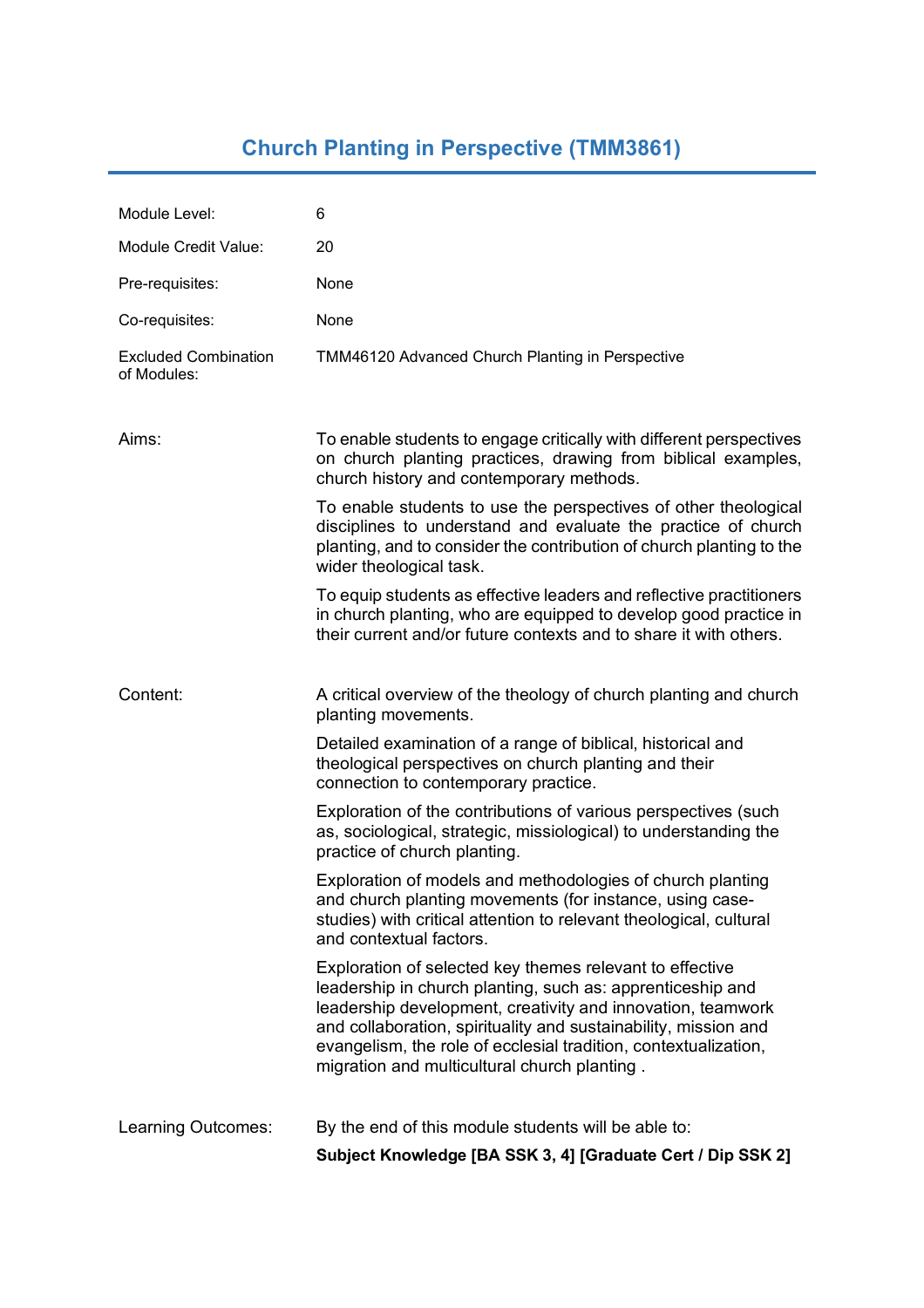# Church Planting in Perspective (TMM3861)

| | |
|---|---|
| Module Level: | 6 |
| Module Credit Value: | 20 |
| Pre-requisites: | None |
| Co-requisites: | None |
| Excluded Combination of Modules: | TMM46120 Advanced Church Planting in Perspective |

**Aims:**

To enable students to engage critically with different perspectives on church planting practices, drawing from biblical examples, church history and contemporary methods.

To enable students to use the perspectives of other theological disciplines to understand and evaluate the practice of church planting, and to consider the contribution of church planting to the wider theological task.

To equip students as effective leaders and reflective practitioners in church planting, who are equipped to develop good practice in their current and/or future contexts and to share it with others.

**Content:**

A critical overview of the theology of church planting and church planting movements.

Detailed examination of a range of biblical, historical and theological perspectives on church planting and their connection to contemporary practice.

Exploration of the contributions of various perspectives (such as, sociological, strategic, missiological) to understanding the practice of church planting.

Exploration of models and methodologies of church planting and church planting movements (for instance, using case-studies) with critical attention to relevant theological, cultural and contextual factors.

Exploration of selected key themes relevant to effective leadership in church planting, such as: apprenticeship and leadership development, creativity and innovation, teamwork and collaboration, spirituality and sustainability, mission and evangelism, the role of ecclesial tradition, contextualization, migration and multicultural church planting .

**Learning Outcomes:**

By the end of this module students will be able to:

**Subject Knowledge [BA SSK 3, 4] [Graduate Cert / Dip SSK 2]**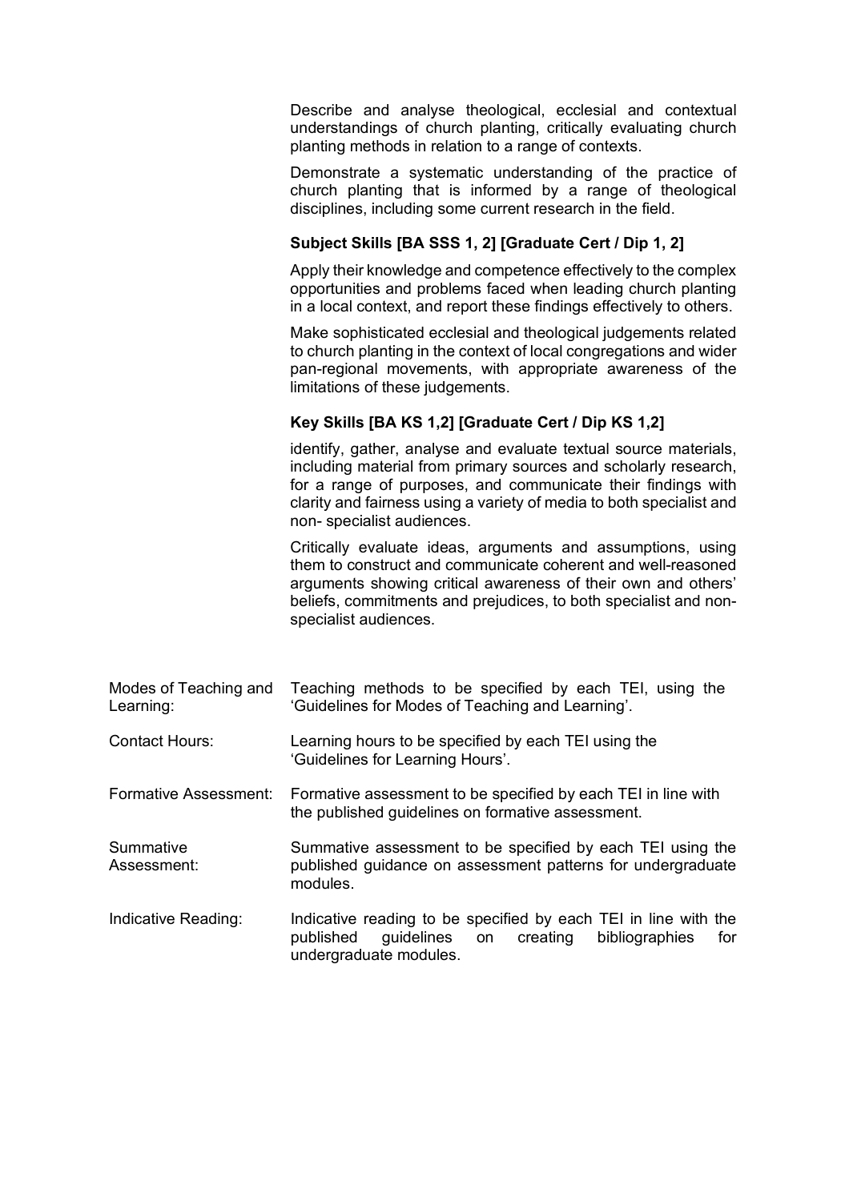Describe and analyse theological, ecclesial and contextual understandings of church planting, critically evaluating church planting methods in relation to a range of contexts.

Demonstrate a systematic understanding of the practice of church planting that is informed by a range of theological disciplines, including some current research in the field.

**Subject Skills [BA SSS 1, 2] [Graduate Cert / Dip 1, 2]**

Apply their knowledge and competence effectively to the complex opportunities and problems faced when leading church planting in a local context, and report these findings effectively to others.

Make sophisticated ecclesial and theological judgements related to church planting in the context of local congregations and wider pan-regional movements, with appropriate awareness of the limitations of these judgements.

**Key Skills [BA KS 1,2] [Graduate Cert / Dip KS 1,2]**

identify, gather, analyse and evaluate textual source materials, including material from primary sources and scholarly research, for a range of purposes, and communicate their findings with clarity and fairness using a variety of media to both specialist and non- specialist audiences.

Critically evaluate ideas, arguments and assumptions, using them to construct and communicate coherent and well-reasoned arguments showing critical awareness of their own and others' beliefs, commitments and prejudices, to both specialist and non-specialist audiences.

| | |
|---|---|
| Modes of Teaching and Learning: | Teaching methods to be specified by each TEI, using the 'Guidelines for Modes of Teaching and Learning'. |
| Contact Hours: | Learning hours to be specified by each TEI using the 'Guidelines for Learning Hours'. |
| Formative Assessment: | Formative assessment to be specified by each TEI in line with the published guidelines on formative assessment. |
| Summative Assessment: | Summative assessment to be specified by each TEI using the published guidance on assessment patterns for undergraduate modules. |
| Indicative Reading: | Indicative reading to be specified by each TEI in line with the published guidelines on creating bibliographies for undergraduate modules. |